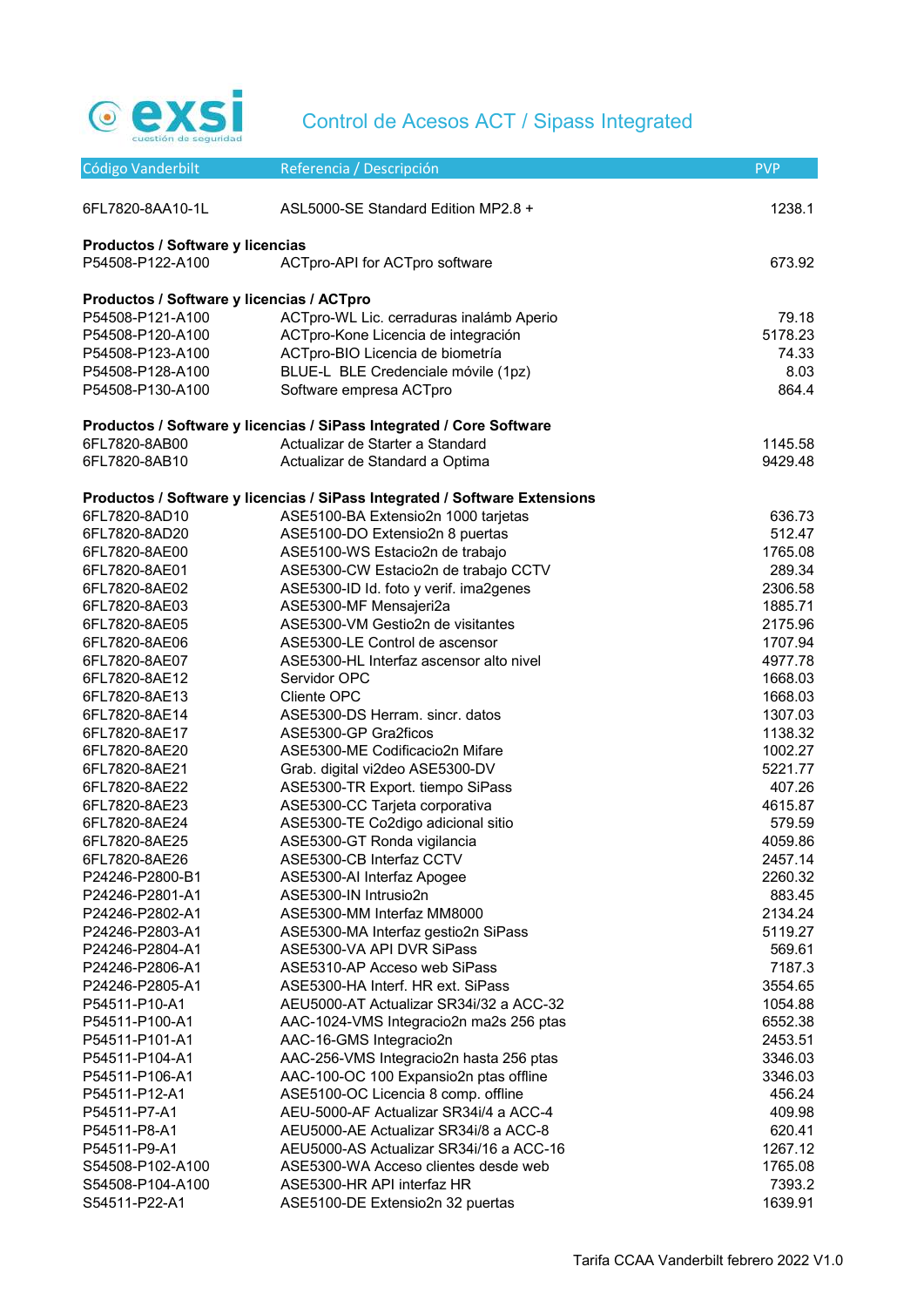exsi
cuestión de seguridad

# Control de Acesos ACT / Sipass Integrated

| Código Vanderbilt | Referencia / Descripción | PVP |
|---|---|---|
| 6FL7820-8AA10-1L | ASL5000-SE Standard Edition MP2.8 + | 1238.1 |
| **Productos / Software y licencias** | | |
| P54508-P122-A100 | ACTpro-API for ACTpro software | 673.92 |
| **Productos / Software y licencias / ACTpro** | | |
| P54508-P121-A100 | ACTpro-WL Lic. cerraduras inalámb Aperio | 79.18 |
| P54508-P120-A100 | ACTpro-Kone Licencia de integración | 5178.23 |
| P54508-P123-A100 | ACTpro-BIO Licencia de biometría | 74.33 |
| P54508-P128-A100 | BLUE-L BLE Credenciale móvile (1pz) | 8.03 |
| P54508-P130-A100 | Software empresa ACTpro | 864.4 |
| **Productos / Software y licencias / SiPass Integrated / Core Software** | | |
| 6FL7820-8AB00 | Actualizar de Starter a Standard | 1145.58 |
| 6FL7820-8AB10 | Actualizar de Standard a Optima | 9429.48 |
| **Productos / Software y licencias / SiPass Integrated / Software Extensions** | | |
| 6FL7820-8AD10 | ASE5100-BA Extensio2n 1000 tarjetas | 636.73 |
| 6FL7820-8AD20 | ASE5100-DO Extensio2n 8 puertas | 512.47 |
| 6FL7820-8AE00 | ASE5100-WS Estacio2n de trabajo | 1765.08 |
| 6FL7820-8AE01 | ASE5300-CW Estacio2n de trabajo CCTV | 289.34 |
| 6FL7820-8AE02 | ASE5300-ID Id. foto y verif. ima2genes | 2306.58 |
| 6FL7820-8AE03 | ASE5300-MF Mensajeri2a | 1885.71 |
| 6FL7820-8AE05 | ASE5300-VM Gestio2n de visitantes | 2175.96 |
| 6FL7820-8AE06 | ASE5300-LE Control de ascensor | 1707.94 |
| 6FL7820-8AE07 | ASE5300-HL Interfaz ascensor alto nivel | 4977.78 |
| 6FL7820-8AE12 | Servidor OPC | 1668.03 |
| 6FL7820-8AE13 | Cliente OPC | 1668.03 |
| 6FL7820-8AE14 | ASE5300-DS Herram. sincr. datos | 1307.03 |
| 6FL7820-8AE17 | ASE5300-GP Gra2ficos | 1138.32 |
| 6FL7820-8AE20 | ASE5300-ME Codificacio2n Mifare | 1002.27 |
| 6FL7820-8AE21 | Grab. digital vi2deo ASE5300-DV | 5221.77 |
| 6FL7820-8AE22 | ASE5300-TR Export. tiempo SiPass | 407.26 |
| 6FL7820-8AE23 | ASE5300-CC Tarjeta corporativa | 4615.87 |
| 6FL7820-8AE24 | ASE5300-TE Co2digo adicional sitio | 579.59 |
| 6FL7820-8AE25 | ASE5300-GT Ronda vigilancia | 4059.86 |
| 6FL7820-8AE26 | ASE5300-CB Interfaz CCTV | 2457.14 |
| P24246-P2800-B1 | ASE5300-AI Interfaz Apogee | 2260.32 |
| P24246-P2801-A1 | ASE5300-IN Intrusio2n | 883.45 |
| P24246-P2802-A1 | ASE5300-MM Interfaz MM8000 | 2134.24 |
| P24246-P2803-A1 | ASE5300-MA Interfaz gestio2n SiPass | 5119.27 |
| P24246-P2804-A1 | ASE5300-VA API DVR SiPass | 569.61 |
| P24246-P2806-A1 | ASE5310-AP Acceso web SiPass | 7187.3 |
| P24246-P2805-A1 | ASE5300-HA Interf. HR ext. SiPass | 3554.65 |
| P54511-P10-A1 | AEU5000-AT Actualizar SR34i/32 a ACC-32 | 1054.88 |
| P54511-P100-A1 | AAC-1024-VMS Integracio2n ma2s 256 ptas | 6552.38 |
| P54511-P101-A1 | AAC-16-GMS Integracio2n | 2453.51 |
| P54511-P104-A1 | AAC-256-VMS Integracio2n hasta 256 ptas | 3346.03 |
| P54511-P106-A1 | AAC-100-OC 100 Expansio2n ptas offline | 3346.03 |
| P54511-P12-A1 | ASE5100-OC Licencia 8 comp. offline | 456.24 |
| P54511-P7-A1 | AEU-5000-AF Actualizar SR34i/4 a ACC-4 | 409.98 |
| P54511-P8-A1 | AEU5000-AE Actualizar SR34i/8 a ACC-8 | 620.41 |
| P54511-P9-A1 | AEU5000-AS Actualizar SR34i/16 a ACC-16 | 1267.12 |
| S54508-P102-A100 | ASE5300-WA Acceso clientes desde web | 1765.08 |
| S54508-P104-A100 | ASE5300-HR API interfaz HR | 7393.2 |
| S54511-P22-A1 | ASE5100-DE Extensio2n 32 puertas | 1639.91 |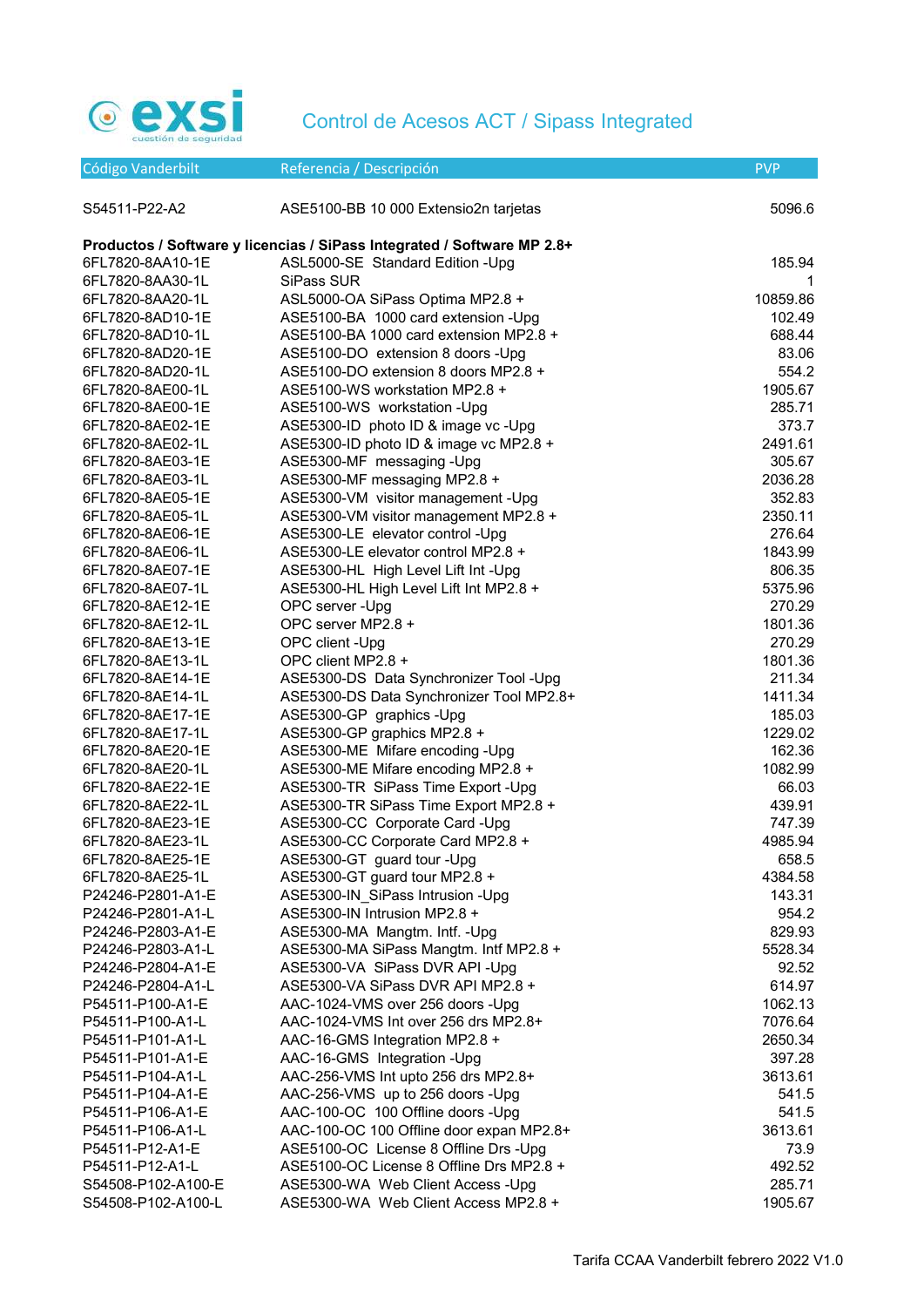# Control de Acesos ACT / Sipass Integrated

| Código Vanderbilt | Referencia / Descripción | PVP |
|---|---|---|
| S54511-P22-A2 | ASE5100-BB 10 000 Extensio2n tarjetas | 5096.6 |
| **Productos / Software y licencias / SiPass Integrated / Software MP 2.8+** | | |
| 6FL7820-8AA10-1E | ASL5000-SE Standard Edition -Upg | 185.94 |
| 6FL7820-8AA30-1L | SiPass SUR | 1 |
| 6FL7820-8AA20-1L | ASL5000-OA SiPass Optima MP2.8 + | 10859.86 |
| 6FL7820-8AD10-1E | ASE5100-BA 1000 card extension -Upg | 102.49 |
| 6FL7820-8AD10-1L | ASE5100-BA 1000 card extension MP2.8 + | 688.44 |
| 6FL7820-8AD20-1E | ASE5100-DO extension 8 doors -Upg | 83.06 |
| 6FL7820-8AD20-1L | ASE5100-DO extension 8 doors MP2.8 + | 554.2 |
| 6FL7820-8AE00-1L | ASE5100-WS workstation MP2.8 + | 1905.67 |
| 6FL7820-8AE00-1E | ASE5100-WS workstation -Upg | 285.71 |
| 6FL7820-8AE02-1E | ASE5300-ID photo ID & image vc -Upg | 373.7 |
| 6FL7820-8AE02-1L | ASE5300-ID photo ID & image vc MP2.8 + | 2491.61 |
| 6FL7820-8AE03-1E | ASE5300-MF messaging -Upg | 305.67 |
| 6FL7820-8AE03-1L | ASE5300-MF messaging MP2.8 + | 2036.28 |
| 6FL7820-8AE05-1E | ASE5300-VM visitor management -Upg | 352.83 |
| 6FL7820-8AE05-1L | ASE5300-VM visitor management MP2.8 + | 2350.11 |
| 6FL7820-8AE06-1E | ASE5300-LE elevator control -Upg | 276.64 |
| 6FL7820-8AE06-1L | ASE5300-LE elevator control MP2.8 + | 1843.99 |
| 6FL7820-8AE07-1E | ASE5300-HL High Level Lift Int -Upg | 806.35 |
| 6FL7820-8AE07-1L | ASE5300-HL High Level Lift Int MP2.8 + | 5375.96 |
| 6FL7820-8AE12-1E | OPC server -Upg | 270.29 |
| 6FL7820-8AE12-1L | OPC server MP2.8 + | 1801.36 |
| 6FL7820-8AE13-1E | OPC client -Upg | 270.29 |
| 6FL7820-8AE13-1L | OPC client MP2.8 + | 1801.36 |
| 6FL7820-8AE14-1E | ASE5300-DS Data Synchronizer Tool -Upg | 211.34 |
| 6FL7820-8AE14-1L | ASE5300-DS Data Synchronizer Tool MP2.8+ | 1411.34 |
| 6FL7820-8AE17-1E | ASE5300-GP graphics -Upg | 185.03 |
| 6FL7820-8AE17-1L | ASE5300-GP graphics MP2.8 + | 1229.02 |
| 6FL7820-8AE20-1E | ASE5300-ME Mifare encoding -Upg | 162.36 |
| 6FL7820-8AE20-1L | ASE5300-ME Mifare encoding MP2.8 + | 1082.99 |
| 6FL7820-8AE22-1E | ASE5300-TR SiPass Time Export -Upg | 66.03 |
| 6FL7820-8AE22-1L | ASE5300-TR SiPass Time Export MP2.8 + | 439.91 |
| 6FL7820-8AE23-1E | ASE5300-CC Corporate Card -Upg | 747.39 |
| 6FL7820-8AE23-1L | ASE5300-CC Corporate Card MP2.8 + | 4985.94 |
| 6FL7820-8AE25-1E | ASE5300-GT guard tour -Upg | 658.5 |
| 6FL7820-8AE25-1L | ASE5300-GT guard tour MP2.8 + | 4384.58 |
| P24246-P2801-A1-E | ASE5300-IN_SiPass Intrusion -Upg | 143.31 |
| P24246-P2801-A1-L | ASE5300-IN Intrusion MP2.8 + | 954.2 |
| P24246-P2803-A1-E | ASE5300-MA Mangtm. Intf. -Upg | 829.93 |
| P24246-P2803-A1-L | ASE5300-MA SiPass Mangtm. Intf MP2.8 + | 5528.34 |
| P24246-P2804-A1-E | ASE5300-VA SiPass DVR API -Upg | 92.52 |
| P24246-P2804-A1-L | ASE5300-VA SiPass DVR API MP2.8 + | 614.97 |
| P54511-P100-A1-E | AAC-1024-VMS over 256 doors -Upg | 1062.13 |
| P54511-P100-A1-L | AAC-1024-VMS Int over 256 drs MP2.8+ | 7076.64 |
| P54511-P101-A1-L | AAC-16-GMS Integration MP2.8 + | 2650.34 |
| P54511-P101-A1-E | AAC-16-GMS Integration -Upg | 397.28 |
| P54511-P104-A1-L | AAC-256-VMS Int upto 256 drs MP2.8+ | 3613.61 |
| P54511-P104-A1-E | AAC-256-VMS up to 256 doors -Upg | 541.5 |
| P54511-P106-A1-E | AAC-100-OC 100 Offline doors -Upg | 541.5 |
| P54511-P106-A1-L | AAC-100-OC 100 Offline door expan MP2.8+ | 3613.61 |
| P54511-P12-A1-E | ASE5100-OC License 8 Offline Drs -Upg | 73.9 |
| P54511-P12-A1-L | ASE5100-OC License 8 Offline Drs MP2.8 + | 492.52 |
| S54508-P102-A100-E | ASE5300-WA Web Client Access -Upg | 285.71 |
| S54508-P102-A100-L | ASE5300-WA Web Client Access MP2.8 + | 1905.67 |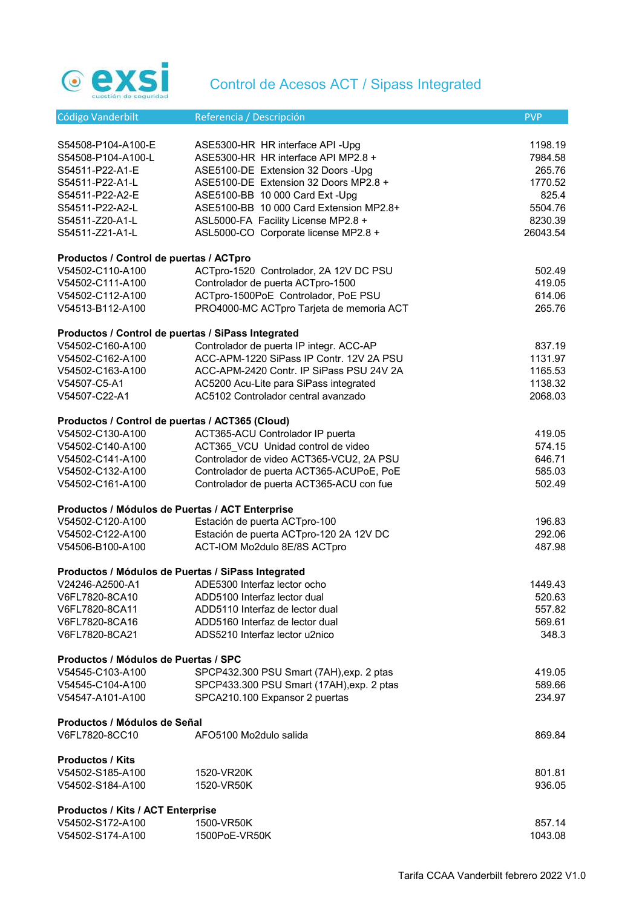# Control de Acesos ACT / Sipass Integrated

| Código Vanderbilt | Referencia / Descripción | PVP |
|---|---|---|
| S54508-P104-A100-E | ASE5300-HR HR interface API -Upg | 1198.19 |
| S54508-P104-A100-L | ASE5300-HR HR interface API MP2.8 + | 7984.58 |
| S54511-P22-A1-E | ASE5100-DE Extension 32 Doors -Upg | 265.76 |
| S54511-P22-A1-L | ASE5100-DE Extension 32 Doors MP2.8 + | 1770.52 |
| S54511-P22-A2-E | ASE5100-BB 10 000 Card Ext -Upg | 825.4 |
| S54511-P22-A2-L | ASE5100-BB 10 000 Card Extension MP2.8+ | 5504.76 |
| S54511-Z20-A1-L | ASL5000-FA Facility License MP2.8 + | 8230.39 |
| S54511-Z21-A1-L | ASL5000-CO Corporate license MP2.8 + | 26043.54 |
| **Productos / Control de puertas / ACTpro** | | |
| V54502-C110-A100 | ACTpro-1520 Controlador, 2A 12V DC PSU | 502.49 |
| V54502-C111-A100 | Controlador de puerta ACTpro-1500 | 419.05 |
| V54502-C112-A100 | ACTpro-1500PoE Controlador, PoE PSU | 614.06 |
| V54513-B112-A100 | PRO4000-MC ACTpro Tarjeta de memoria ACT | 265.76 |
| **Productos / Control de puertas / SiPass Integrated** | | |
| V54502-C160-A100 | Controlador de puerta IP integr. ACC-AP | 837.19 |
| V54502-C162-A100 | ACC-APM-1220 SiPass IP Contr. 12V 2A PSU | 1131.97 |
| V54502-C163-A100 | ACC-APM-2420 Contr. IP SiPass PSU 24V 2A | 1165.53 |
| V54507-C5-A1 | AC5200 Acu-Lite para SiPass integrated | 1138.32 |
| V54507-C22-A1 | AC5102 Controlador central avanzado | 2068.03 |
| **Productos / Control de puertas / ACT365 (Cloud)** | | |
| V54502-C130-A100 | ACT365-ACU Controlador IP puerta | 419.05 |
| V54502-C140-A100 | ACT365_VCU Unidad control de video | 574.15 |
| V54502-C141-A100 | Controlador de video ACT365-VCU2, 2A PSU | 646.71 |
| V54502-C132-A100 | Controlador de puerta ACT365-ACUPoE, PoE | 585.03 |
| V54502-C161-A100 | Controlador de puerta ACT365-ACU con fue | 502.49 |
| **Productos / Módulos de Puertas / ACT Enterprise** | | |
| V54502-C120-A100 | Estación de puerta ACTpro-100 | 196.83 |
| V54502-C122-A100 | Estación de puerta ACTpro-120 2A 12V DC | 292.06 |
| V54506-B100-A100 | ACT-IOM Mo2dulo 8E/8S ACTpro | 487.98 |
| **Productos / Módulos de Puertas / SiPass Integrated** | | |
| V24246-A2500-A1 | ADE5300 Interfaz lector ocho | 1449.43 |
| V6FL7820-8CA10 | ADD5100 Interfaz lector dual | 520.63 |
| V6FL7820-8CA11 | ADD5110 Interfaz de lector dual | 557.82 |
| V6FL7820-8CA16 | ADD5160 Interfaz de lector dual | 569.61 |
| V6FL7820-8CA21 | ADS5210 Interfaz lector u2nico | 348.3 |
| **Productos / Módulos de Puertas / SPC** | | |
| V54545-C103-A100 | SPCP432.300 PSU Smart (7AH),exp. 2 ptas | 419.05 |
| V54545-C104-A100 | SPCP433.300 PSU Smart (17AH),exp. 2 ptas | 589.66 |
| V54547-A101-A100 | SPCA210.100 Expansor 2 puertas | 234.97 |
| **Productos / Módulos de Señal** | | |
| V6FL7820-8CC10 | AFO5100 Mo2dulo salida | 869.84 |
| **Productos / Kits** | | |
| V54502-S185-A100 | 1520-VR20K | 801.81 |
| V54502-S184-A100 | 1520-VR50K | 936.05 |
| **Productos / Kits / ACT Enterprise** | | |
| V54502-S172-A100 | 1500-VR50K | 857.14 |
| V54502-S174-A100 | 1500PoE-VR50K | 1043.08 |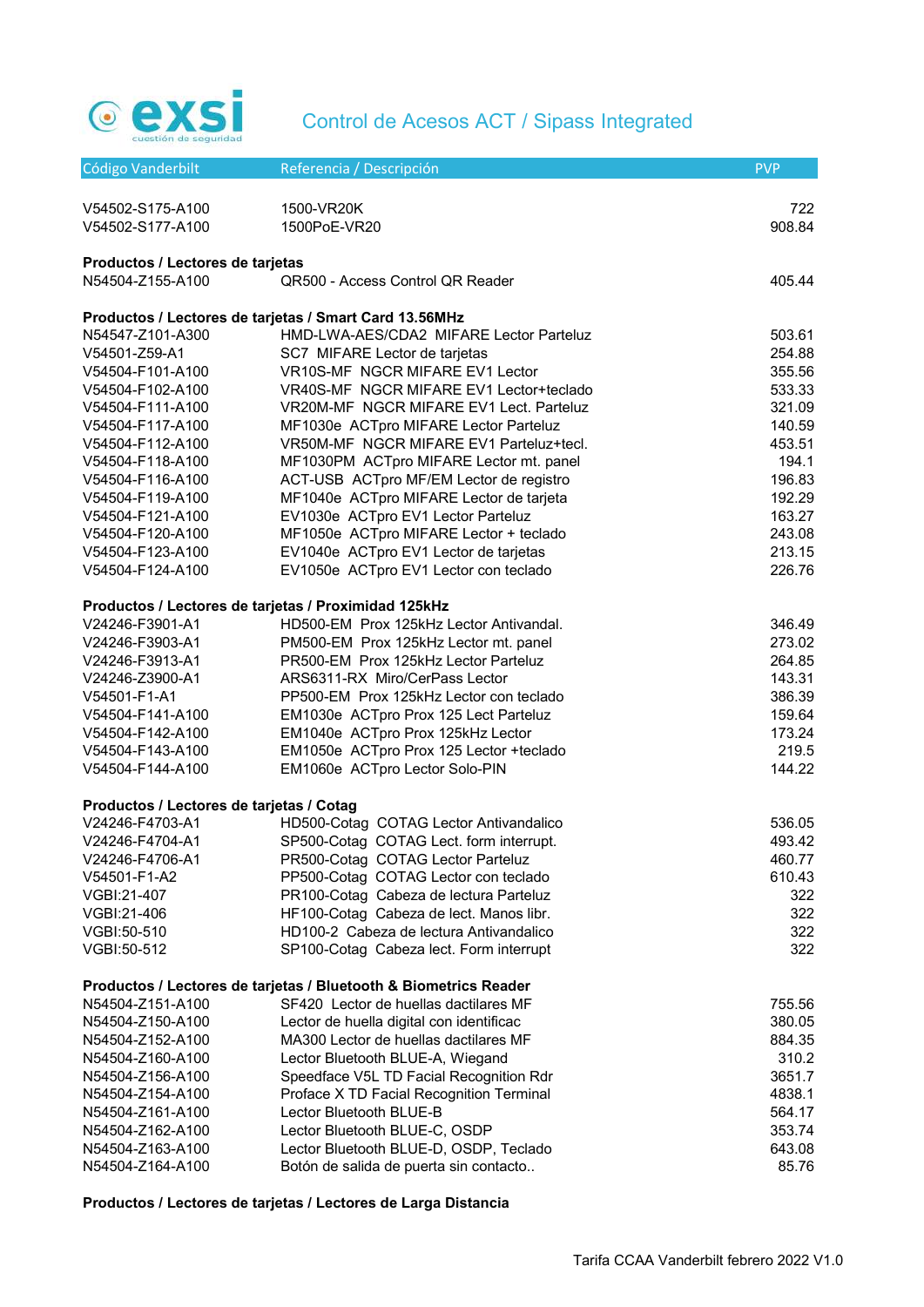# Control de Acesos ACT / Sipass Integrated

| Código Vanderbilt | Referencia / Descripción | PVP |
|---|---|---|
| V54502-S175-A100 | 1500-VR20K | 722 |
| V54502-S177-A100 | 1500PoE-VR20 | 908.84 |
| **Productos / Lectores de tarjetas** | | |
| N54504-Z155-A100 | QR500 - Access Control QR Reader | 405.44 |
| **Productos / Lectores de tarjetas / Smart Card 13.56MHz** | | |
| N54547-Z101-A300 | HMD-LWA-AES/CDA2 MIFARE Lector Parteluz | 503.61 |
| V54501-Z59-A1 | SC7 MIFARE Lector de tarjetas | 254.88 |
| V54504-F101-A100 | VR10S-MF NGCR MIFARE EV1 Lector | 355.56 |
| V54504-F102-A100 | VR40S-MF NGCR MIFARE EV1 Lector+teclado | 533.33 |
| V54504-F111-A100 | VR20M-MF NGCR MIFARE EV1 Lect. Parteluz | 321.09 |
| V54504-F117-A100 | MF1030e ACTpro MIFARE Lector Parteluz | 140.59 |
| V54504-F112-A100 | VR50M-MF NGCR MIFARE EV1 Parteluz+tecl. | 453.51 |
| V54504-F118-A100 | MF1030PM ACTpro MIFARE Lector mt. panel | 194.1 |
| V54504-F116-A100 | ACT-USB ACTpro MF/EM Lector de registro | 196.83 |
| V54504-F119-A100 | MF1040e ACTpro MIFARE Lector de tarjeta | 192.29 |
| V54504-F121-A100 | EV1030e ACTpro EV1 Lector Parteluz | 163.27 |
| V54504-F120-A100 | MF1050e ACTpro MIFARE Lector + teclado | 243.08 |
| V54504-F123-A100 | EV1040e ACTpro EV1 Lector de tarjetas | 213.15 |
| V54504-F124-A100 | EV1050e ACTpro EV1 Lector con teclado | 226.76 |
| **Productos / Lectores de tarjetas / Proximidad 125kHz** | | |
| V24246-F3901-A1 | HD500-EM Prox 125kHz Lector Antivandal. | 346.49 |
| V24246-F3903-A1 | PM500-EM Prox 125kHz Lector mt. panel | 273.02 |
| V24246-F3913-A1 | PR500-EM Prox 125kHz Lector Parteluz | 264.85 |
| V24246-Z3900-A1 | ARS6311-RX Miro/CerPass Lector | 143.31 |
| V54501-F1-A1 | PP500-EM Prox 125kHz Lector con teclado | 386.39 |
| V54504-F141-A100 | EM1030e ACTpro Prox 125 Lect Parteluz | 159.64 |
| V54504-F142-A100 | EM1040e ACTpro Prox 125kHz Lector | 173.24 |
| V54504-F143-A100 | EM1050e ACTpro Prox 125 Lector +teclado | 219.5 |
| V54504-F144-A100 | EM1060e ACTpro Lector Solo-PIN | 144.22 |
| **Productos / Lectores de tarjetas / Cotag** | | |
| V24246-F4703-A1 | HD500-Cotag COTAG Lector Antivandalico | 536.05 |
| V24246-F4704-A1 | SP500-Cotag COTAG Lect. form interrupt. | 493.42 |
| V24246-F4706-A1 | PR500-Cotag COTAG Lector Parteluz | 460.77 |
| V54501-F1-A2 | PP500-Cotag COTAG Lector con teclado | 610.43 |
| VGBI:21-407 | PR100-Cotag Cabeza de lectura Parteluz | 322 |
| VGBI:21-406 | HF100-Cotag Cabeza de lect. Manos libr. | 322 |
| VGBI:50-510 | HD100-2 Cabeza de lectura Antivandalico | 322 |
| VGBI:50-512 | SP100-Cotag Cabeza lect. Form interrupt | 322 |
| **Productos / Lectores de tarjetas / Bluetooth & Biometrics Reader** | | |
| N54504-Z151-A100 | SF420 Lector de huellas dactilares MF | 755.56 |
| N54504-Z150-A100 | Lector de huella digital con identificac | 380.05 |
| N54504-Z152-A100 | MA300 Lector de huellas dactilares MF | 884.35 |
| N54504-Z160-A100 | Lector Bluetooth BLUE-A, Wiegand | 310.2 |
| N54504-Z156-A100 | Speedface V5L TD Facial Recognition Rdr | 3651.7 |
| N54504-Z154-A100 | Proface X TD Facial Recognition Terminal | 4838.1 |
| N54504-Z161-A100 | Lector Bluetooth BLUE-B | 564.17 |
| N54504-Z162-A100 | Lector Bluetooth BLUE-C, OSDP | 353.74 |
| N54504-Z163-A100 | Lector Bluetooth BLUE-D, OSDP, Teclado | 643.08 |
| N54504-Z164-A100 | Botón de salida de puerta sin contacto.. | 85.76 |
| **Productos / Lectores de tarjetas / Lectores de Larga Distancia** | | |

Tarifa CCAA Vanderbilt febrero 2022 V1.0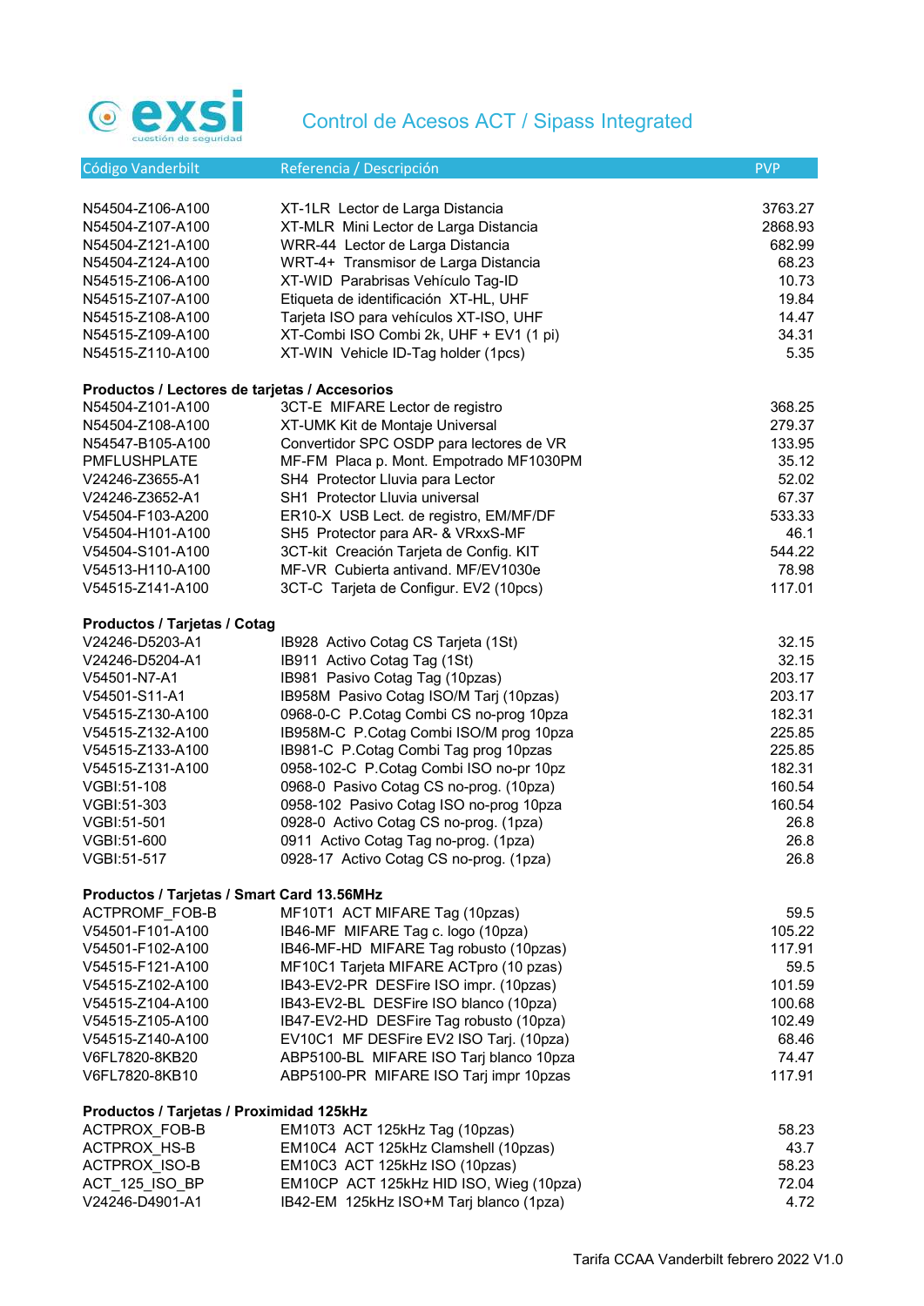# Control de Acesos ACT / Sipass Integrated

| Código Vanderbilt | Referencia / Descripción | PVP |
|---|---|---|
| N54504-Z106-A100 | XT-1LR  Lector de Larga Distancia | 3763.27 |
| N54504-Z107-A100 | XT-MLR  Mini Lector de Larga Distancia | 2868.93 |
| N54504-Z121-A100 | WRR-44  Lector de Larga Distancia | 682.99 |
| N54504-Z124-A100 | WRT-4+  Transmisor de Larga Distancia | 68.23 |
| N54515-Z106-A100 | XT-WID  Parabrisas Vehículo Tag-ID | 10.73 |
| N54515-Z107-A100 | Etiqueta de identificación  XT-HL, UHF | 19.84 |
| N54515-Z108-A100 | Tarjeta ISO para vehículos XT-ISO, UHF | 14.47 |
| N54515-Z109-A100 | XT-Combi ISO Combi 2k, UHF + EV1 (1 pi) | 34.31 |
| N54515-Z110-A100 | XT-WIN  Vehicle ID-Tag holder (1pcs) | 5.35 |
| **Productos / Lectores de tarjetas / Accesorios** | | |
| N54504-Z101-A100 | 3CT-E  MIFARE Lector de registro | 368.25 |
| N54504-Z108-A100 | XT-UMK Kit de Montaje Universal | 279.37 |
| N54547-B105-A100 | Convertidor SPC OSDP para lectores de VR | 133.95 |
| PMFLUSHPLATE | MF-FM  Placa p. Mont. Empotrado MF1030PM | 35.12 |
| V24246-Z3655-A1 | SH4  Protector Lluvia para Lector | 52.02 |
| V24246-Z3652-A1 | SH1  Protector Lluvia universal | 67.37 |
| V54504-F103-A200 | ER10-X  USB Lect. de registro, EM/MF/DF | 533.33 |
| V54504-H101-A100 | SH5  Protector para AR- & VRxxS-MF | 46.1 |
| V54504-S101-A100 | 3CT-kit  Creación Tarjeta de Config. KIT | 544.22 |
| V54513-H110-A100 | MF-VR  Cubierta antivand. MF/EV1030e | 78.98 |
| V54515-Z141-A100 | 3CT-C  Tarjeta de Configur. EV2 (10pcs) | 117.01 |
| **Productos / Tarjetas / Cotag** | | |
| V24246-D5203-A1 | IB928  Activo Cotag CS Tarjeta (1St) | 32.15 |
| V24246-D5204-A1 | IB911  Activo Cotag Tag (1St) | 32.15 |
| V54501-N7-A1 | IB981  Pasivo Cotag Tag (10pzas) | 203.17 |
| V54501-S11-A1 | IB958M  Pasivo Cotag ISO/M Tarj (10pzas) | 203.17 |
| V54515-Z130-A100 | 0968-0-C  P.Cotag Combi CS no-prog 10pza | 182.31 |
| V54515-Z132-A100 | IB958M-C  P.Cotag Combi ISO/M prog 10pza | 225.85 |
| V54515-Z133-A100 | IB981-C  P.Cotag Combi Tag prog 10pzas | 225.85 |
| V54515-Z131-A100 | 0958-102-C  P.Cotag Combi ISO no-pr 10pz | 182.31 |
| VGBI:51-108 | 0968-0  Pasivo Cotag CS no-prog. (10pza) | 160.54 |
| VGBI:51-303 | 0958-102  Pasivo Cotag ISO no-prog 10pza | 160.54 |
| VGBI:51-501 | 0928-0  Activo Cotag CS no-prog. (1pza) | 26.8 |
| VGBI:51-600 | 0911  Activo Cotag Tag no-prog. (1pza) | 26.8 |
| VGBI:51-517 | 0928-17  Activo Cotag CS no-prog. (1pza) | 26.8 |
| **Productos / Tarjetas / Smart Card 13.56MHz** | | |
| ACTPROMF_FOB-B | MF10T1  ACT MIFARE Tag (10pzas) | 59.5 |
| V54501-F101-A100 | IB46-MF  MIFARE Tag c. logo (10pza) | 105.22 |
| V54501-F102-A100 | IB46-MF-HD  MIFARE Tag robusto (10pzas) | 117.91 |
| V54515-F121-A100 | MF10C1 Tarjeta MIFARE ACTpro (10 pzas) | 59.5 |
| V54515-Z102-A100 | IB43-EV2-PR  DESFire ISO impr. (10pzas) | 101.59 |
| V54515-Z104-A100 | IB43-EV2-BL  DESFire ISO blanco (10pza) | 100.68 |
| V54515-Z105-A100 | IB47-EV2-HD  DESFire Tag robusto (10pza) | 102.49 |
| V54515-Z140-A100 | EV10C1  MF DESFire EV2 ISO Tarj. (10pza) | 68.46 |
| V6FL7820-8KB20 | ABP5100-BL  MIFARE ISO Tarj blanco 10pza | 74.47 |
| V6FL7820-8KB10 | ABP5100-PR  MIFARE ISO Tarj impr 10pzas | 117.91 |
| **Productos / Tarjetas / Proximidad 125kHz** | | |
| ACTPROX_FOB-B | EM10T3  ACT 125kHz Tag (10pzas) | 58.23 |
| ACTPROX_HS-B | EM10C4  ACT 125kHz Clamshell (10pzas) | 43.7 |
| ACTPROX_ISO-B | EM10C3  ACT 125kHz ISO (10pzas) | 58.23 |
| ACT_125_ISO_BP | EM10CP  ACT 125kHz HID ISO, Wieg (10pza) | 72.04 |
| V24246-D4901-A1 | IB42-EM  125kHz ISO+M Tarj blanco (1pza) | 4.72 |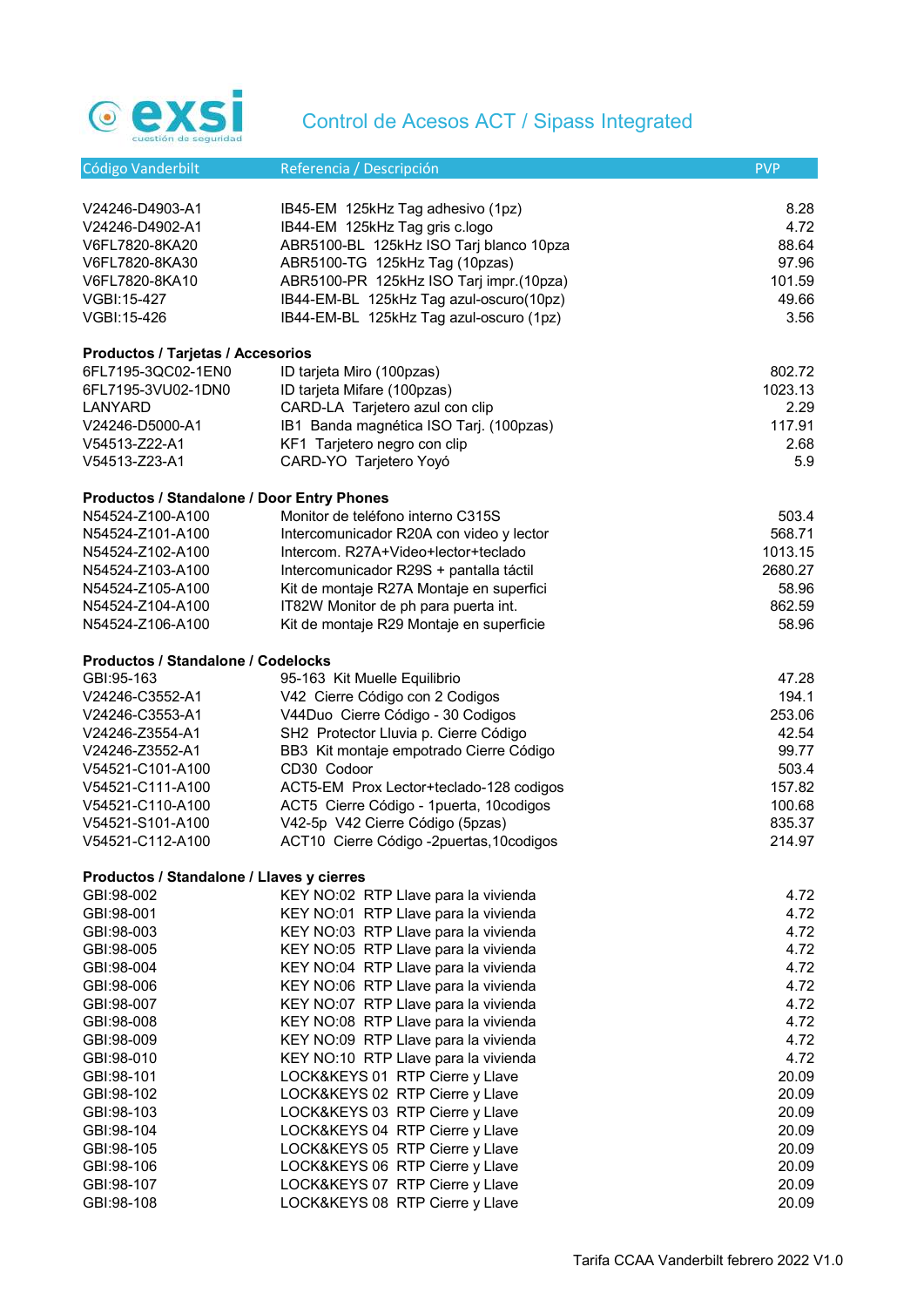# Control de Acesos ACT / Sipass Integrated

| Código Vanderbilt | Referencia / Descripción | PVP |
|---|---|---|
| V24246-D4903-A1 | IB45-EM 125kHz Tag adhesivo (1pz) | 8.28 |
| V24246-D4902-A1 | IB44-EM 125kHz Tag gris c.logo | 4.72 |
| V6FL7820-8KA20 | ABR5100-BL 125kHz ISO Tarj blanco 10pza | 88.64 |
| V6FL7820-8KA30 | ABR5100-TG 125kHz Tag (10pzas) | 97.96 |
| V6FL7820-8KA10 | ABR5100-PR 125kHz ISO Tarj impr.(10pza) | 101.59 |
| VGBI:15-427 | IB44-EM-BL 125kHz Tag azul-oscuro(10pz) | 49.66 |
| VGBI:15-426 | IB44-EM-BL 125kHz Tag azul-oscuro (1pz) | 3.56 |
| **Productos / Tarjetas / Accesorios** | | |
| 6FL7195-3QC02-1EN0 | ID tarjeta Miro (100pzas) | 802.72 |
| 6FL7195-3VU02-1DN0 | ID tarjeta Mifare (100pzas) | 1023.13 |
| LANYARD | CARD-LA Tarjetero azul con clip | 2.29 |
| V24246-D5000-A1 | IB1 Banda magnética ISO Tarj. (100pzas) | 117.91 |
| V54513-Z22-A1 | KF1 Tarjetero negro con clip | 2.68 |
| V54513-Z23-A1 | CARD-YO Tarjetero Yoyó | 5.9 |
| **Productos / Standalone / Door Entry Phones** | | |
| N54524-Z100-A100 | Monitor de teléfono interno C315S | 503.4 |
| N54524-Z101-A100 | Intercomunicador R20A con video y lector | 568.71 |
| N54524-Z102-A100 | Intercom. R27A+Video+lector+teclado | 1013.15 |
| N54524-Z103-A100 | Intercomunicador R29S + pantalla táctil | 2680.27 |
| N54524-Z105-A100 | Kit de montaje R27A Montaje en superfici | 58.96 |
| N54524-Z104-A100 | IT82W Monitor de ph para puerta int. | 862.59 |
| N54524-Z106-A100 | Kit de montaje R29 Montaje en superficie | 58.96 |
| **Productos / Standalone / Codelocks** | | |
| GBI:95-163 | 95-163 Kit Muelle Equilibrio | 47.28 |
| V24246-C3552-A1 | V42 Cierre Código con 2 Codigos | 194.1 |
| V24246-C3553-A1 | V44Duo Cierre Código - 30 Codigos | 253.06 |
| V24246-Z3554-A1 | SH2 Protector Lluvia p. Cierre Código | 42.54 |
| V24246-Z3552-A1 | BB3 Kit montaje empotrado Cierre Código | 99.77 |
| V54521-C101-A100 | CD30 Codoor | 503.4 |
| V54521-C111-A100 | ACT5-EM Prox Lector+teclado-128 codigos | 157.82 |
| V54521-C110-A100 | ACT5 Cierre Código - 1puerta, 10codigos | 100.68 |
| V54521-S101-A100 | V42-5p V42 Cierre Código (5pzas) | 835.37 |
| V54521-C112-A100 | ACT10 Cierre Código -2puertas,10codigos | 214.97 |
| **Productos / Standalone / Llaves y cierres** | | |
| GBI:98-002 | KEY NO:02 RTP Llave para la vivienda | 4.72 |
| GBI:98-001 | KEY NO:01 RTP Llave para la vivienda | 4.72 |
| GBI:98-003 | KEY NO:03 RTP Llave para la vivienda | 4.72 |
| GBI:98-005 | KEY NO:05 RTP Llave para la vivienda | 4.72 |
| GBI:98-004 | KEY NO:04 RTP Llave para la vivienda | 4.72 |
| GBI:98-006 | KEY NO:06 RTP Llave para la vivienda | 4.72 |
| GBI:98-007 | KEY NO:07 RTP Llave para la vivienda | 4.72 |
| GBI:98-008 | KEY NO:08 RTP Llave para la vivienda | 4.72 |
| GBI:98-009 | KEY NO:09 RTP Llave para la vivienda | 4.72 |
| GBI:98-010 | KEY NO:10 RTP Llave para la vivienda | 4.72 |
| GBI:98-101 | LOCK&KEYS 01 RTP Cierre y Llave | 20.09 |
| GBI:98-102 | LOCK&KEYS 02 RTP Cierre y Llave | 20.09 |
| GBI:98-103 | LOCK&KEYS 03 RTP Cierre y Llave | 20.09 |
| GBI:98-104 | LOCK&KEYS 04 RTP Cierre y Llave | 20.09 |
| GBI:98-105 | LOCK&KEYS 05 RTP Cierre y Llave | 20.09 |
| GBI:98-106 | LOCK&KEYS 06 RTP Cierre y Llave | 20.09 |
| GBI:98-107 | LOCK&KEYS 07 RTP Cierre y Llave | 20.09 |
| GBI:98-108 | LOCK&KEYS 08 RTP Cierre y Llave | 20.09 |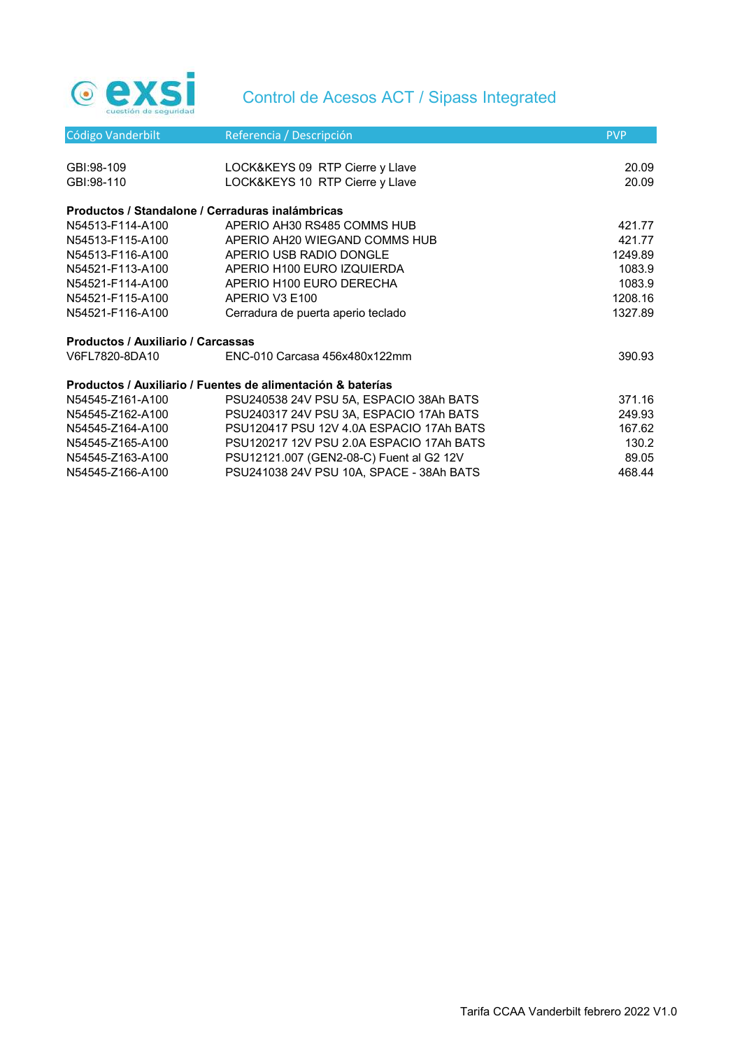# Control de Acesos ACT / Sipass Integrated

| Código Vanderbilt | Referencia / Descripción | PVP |
|---|---|---|
| GBI:98-109 | LOCK&KEYS 09 RTP Cierre y Llave | 20.09 |
| GBI:98-110 | LOCK&KEYS 10 RTP Cierre y Llave | 20.09 |
| **Productos / Standalone / Cerraduras inalámbricas** | | |
| N54513-F114-A100 | APERIO AH30 RS485 COMMS HUB | 421.77 |
| N54513-F115-A100 | APERIO AH20 WIEGAND COMMS HUB | 421.77 |
| N54513-F116-A100 | APERIO USB RADIO DONGLE | 1249.89 |
| N54521-F113-A100 | APERIO H100 EURO IZQUIERDA | 1083.9 |
| N54521-F114-A100 | APERIO H100 EURO DERECHA | 1083.9 |
| N54521-F115-A100 | APERIO V3 E100 | 1208.16 |
| N54521-F116-A100 | Cerradura de puerta aperio teclado | 1327.89 |
| **Productos / Auxiliario / Carcassas** | | |
| V6FL7820-8DA10 | ENC-010 Carcasa 456x480x122mm | 390.93 |
| **Productos / Auxiliario / Fuentes de alimentación & baterías** | | |
| N54545-Z161-A100 | PSU240538 24V PSU 5A, ESPACIO 38Ah BATS | 371.16 |
| N54545-Z162-A100 | PSU240317 24V PSU 3A, ESPACIO 17Ah BATS | 249.93 |
| N54545-Z164-A100 | PSU120417 PSU 12V 4.0A ESPACIO 17Ah BATS | 167.62 |
| N54545-Z165-A100 | PSU120217 12V PSU 2.0A ESPACIO 17Ah BATS | 130.2 |
| N54545-Z163-A100 | PSU12121.007 (GEN2-08-C) Fuent al G2 12V | 89.05 |
| N54545-Z166-A100 | PSU241038 24V PSU 10A, SPACE - 38Ah BATS | 468.44 |

Tarifa CCAA Vanderbilt febrero 2022 V1.0